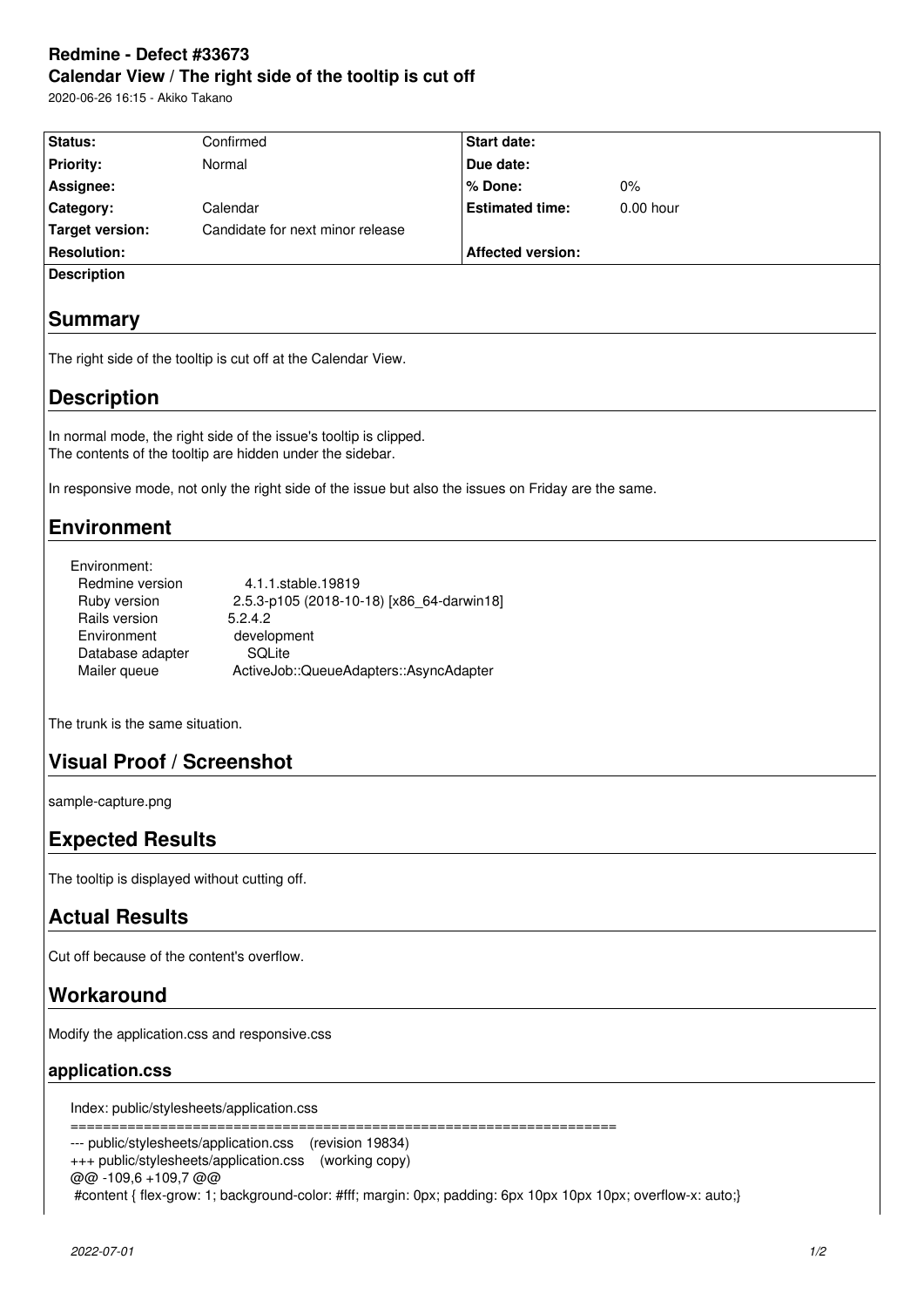# Redmine - Defect #33673

## Calendar View / The right side of the tooltip is cut off

2020-06-26 16:15 - Akiko Takano

| Status: | Confirmed | Start date: | |
|---|---|---|---|
| Priority: | Normal | Due date: | |
| Assignee: | | % Done: | 0% |
| Category: | Calendar | Estimated time: | 0.00 hour |
| Target version: | Candidate for next minor release | | |
| Resolution: | | Affected version: | |

**Description**

## Summary

The right side of the tooltip is cut off at the Calendar View.

## Description

In normal mode, the right side of the issue's tooltip is clipped.
The contents of the tooltip are hidden under the sidebar.

In responsive mode, not only the right side of the issue but also the issues on Friday are the same.

## Environment

```
Environment:
  Redmine version          4.1.1.stable.19819
  Ruby version             2.5.3-p105 (2018-10-18) [x86_64-darwin18]
  Rails version            5.2.4.2
  Environment              development
  Database adapter         SQLite
  Mailer queue             ActiveJob::QueueAdapters::AsyncAdapter
```

The trunk is the same situation.

## Visual Proof / Screenshot

sample-capture.png

## Expected Results

The tooltip is displayed without cutting off.

## Actual Results

Cut off because of the content's overflow.

## Workaround

Modify the application.css and responsive.css

### application.css

```
Index: public/stylesheets/application.css
===================================================================
--- public/stylesheets/application.css    (revision 19834)
+++ public/stylesheets/application.css    (working copy)
@@ -109,6 +109,7 @@
 #content { flex-grow: 1; background-color: #fff; margin: 0px; padding: 6px 10px 10px 10px; overflow-x: auto;}
```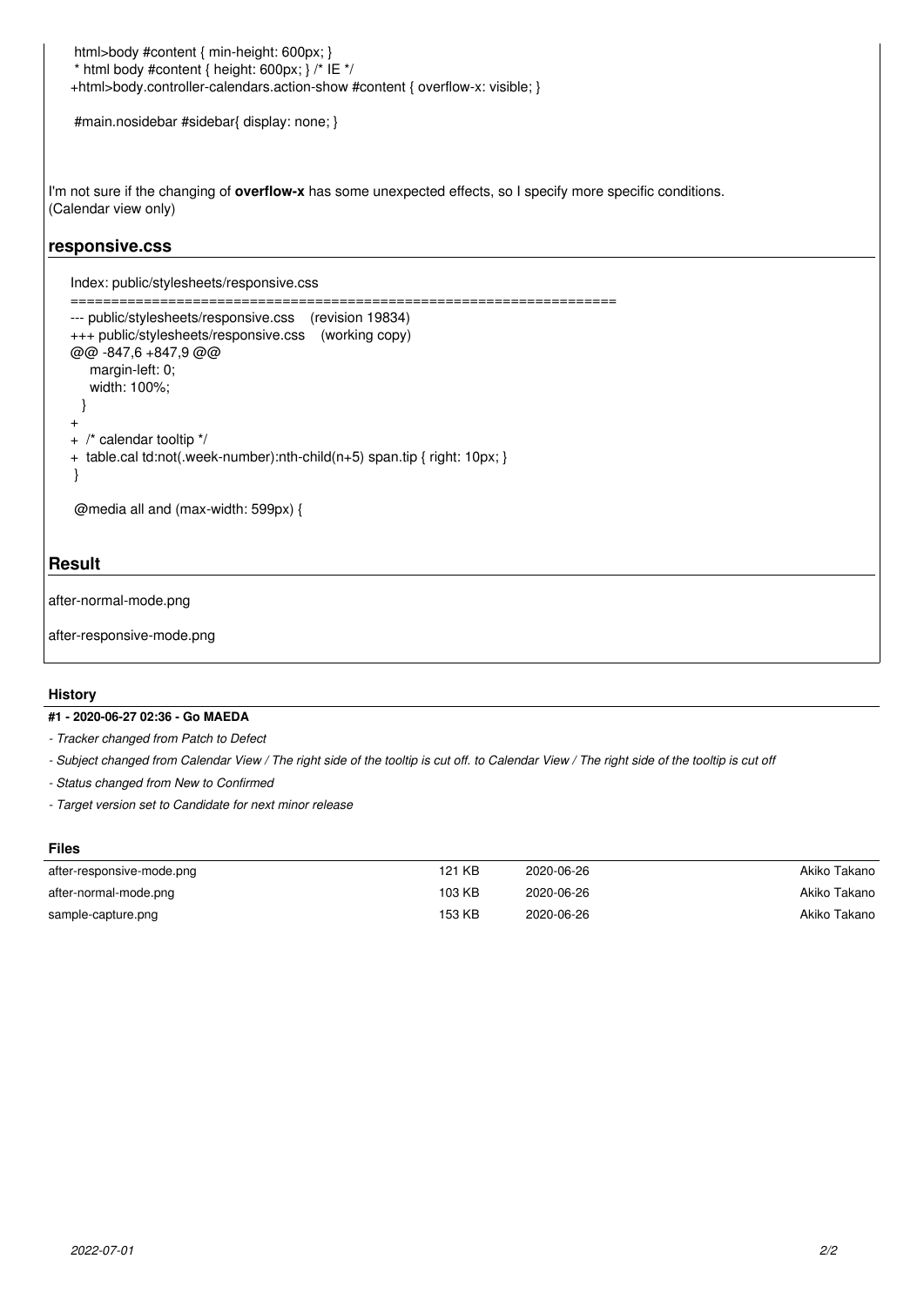```
 html>body #content { min-height: 600px; }
 * html body #content { height: 600px; } /* IE */
+html>body.controller-calendars.action-show #content { overflow-x: visible; }

 #main.nosidebar #sidebar{ display: none; }
```

I'm not sure if the changing of **overflow-x** has some unexpected effects, so I specify more specific conditions.
(Calendar view only)

## responsive.css

```
Index: public/stylesheets/responsive.css
===================================================================
--- public/stylesheets/responsive.css    (revision 19834)
+++ public/stylesheets/responsive.css    (working copy)
@@ -847,6 +847,9 @@
     margin-left: 0;
     width: 100%;
   }
+
+  /* calendar tooltip */
+  table.cal td:not(.week-number):nth-child(n+5) span.tip { right: 10px; }
 }

 @media all and (max-width: 599px) {
```

## Result

after-normal-mode.png

after-responsive-mode.png

### History

#### #1 - 2020-06-27 02:36 - Go MAEDA

- *Tracker changed from Patch to Defect*
- *Subject changed from Calendar View / The right side of the tooltip is cut off. to Calendar View / The right side of the tooltip is cut off*
- *Status changed from New to Confirmed*
- *Target version set to Candidate for next minor release*

### Files

| | | | |
|---|---|---|---|
| after-responsive-mode.png | 121 KB | 2020-06-26 | Akiko Takano |
| after-normal-mode.png | 103 KB | 2020-06-26 | Akiko Takano |
| sample-capture.png | 153 KB | 2020-06-26 | Akiko Takano |